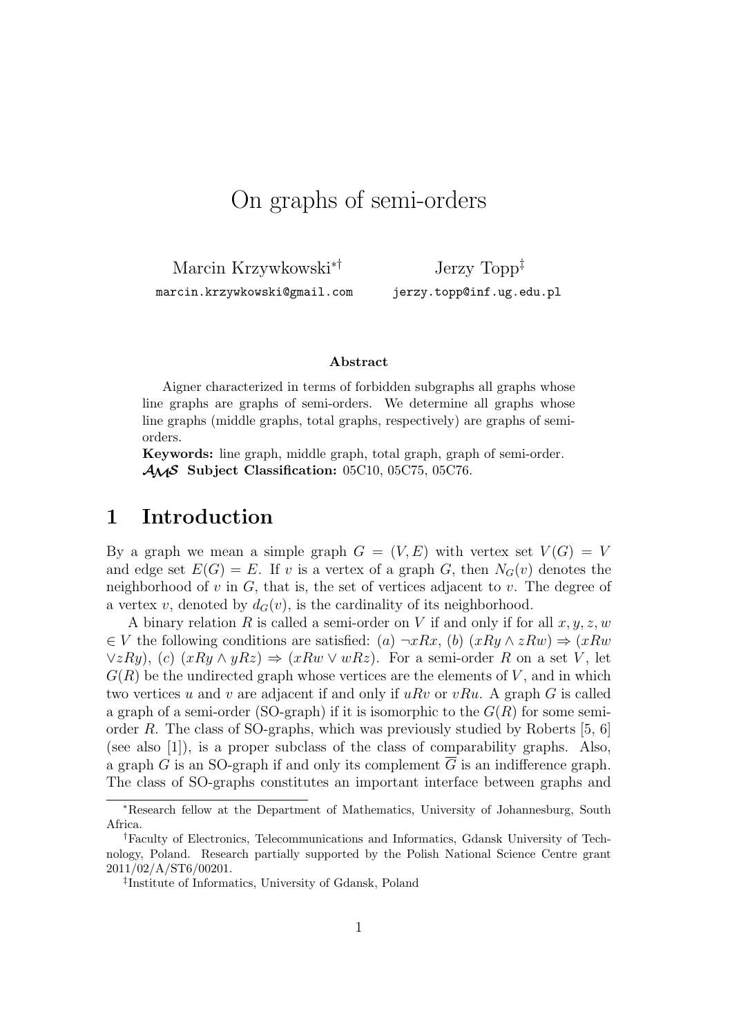# On graphs of semi-orders

Marcin Krzywkowski[*†]
marcin.krzywkowski@gmail.com

Jerzy Topp[‡]
jerzy.topp@inf.ug.edu.pl

**Abstract**

Aigner characterized in terms of forbidden subgraphs all graphs whose line graphs are graphs of semi-orders. We determine all graphs whose line graphs (middle graphs, total graphs, respectively) are graphs of semi-orders.

**Keywords:** line graph, middle graph, total graph, graph of semi-order.

**AMS Subject Classification:** 05C10, 05C75, 05C76.

## 1 Introduction

By a graph we mean a simple graph $G = (V, E)$ with vertex set $V(G) = V$ and edge set $E(G) = E$. If $v$ is a vertex of a graph $G$, then $N_G(v)$ denotes the neighborhood of $v$ in $G$, that is, the set of vertices adjacent to $v$. The degree of a vertex $v$, denoted by $d_G(v)$, is the cardinality of its neighborhood.

A binary relation $R$ is called a semi-order on $V$ if and only if for all $x, y, z, w \in V$ the following conditions are satisfied: $(a)$ $\neg xRx$, $(b)$ $(xRy \wedge zRw) \Rightarrow (xRw \vee zRy)$, $(c)$ $(xRy \wedge yRz) \Rightarrow (xRw \vee wRz)$. For a semi-order $R$ on a set $V$, let $G(R)$ be the undirected graph whose vertices are the elements of $V$, and in which two vertices $u$ and $v$ are adjacent if and only if $uRv$ or $vRu$. A graph $G$ is called a graph of a semi-order (SO-graph) if it is isomorphic to the $G(R)$ for some semi-order $R$. The class of SO-graphs, which was previously studied by Roberts [5, 6] (see also [1]), is a proper subclass of the class of comparability graphs. Also, a graph $G$ is an SO-graph if and only its complement $\overline{G}$ is an indifference graph. The class of SO-graphs constitutes an important interface between graphs and

---

[*] Research fellow at the Department of Mathematics, University of Johannesburg, South Africa.

[†] Faculty of Electronics, Telecommunications and Informatics, Gdansk University of Technology, Poland. Research partially supported by the Polish National Science Centre grant 2011/02/A/ST6/00201.

[‡] Institute of Informatics, University of Gdansk, Poland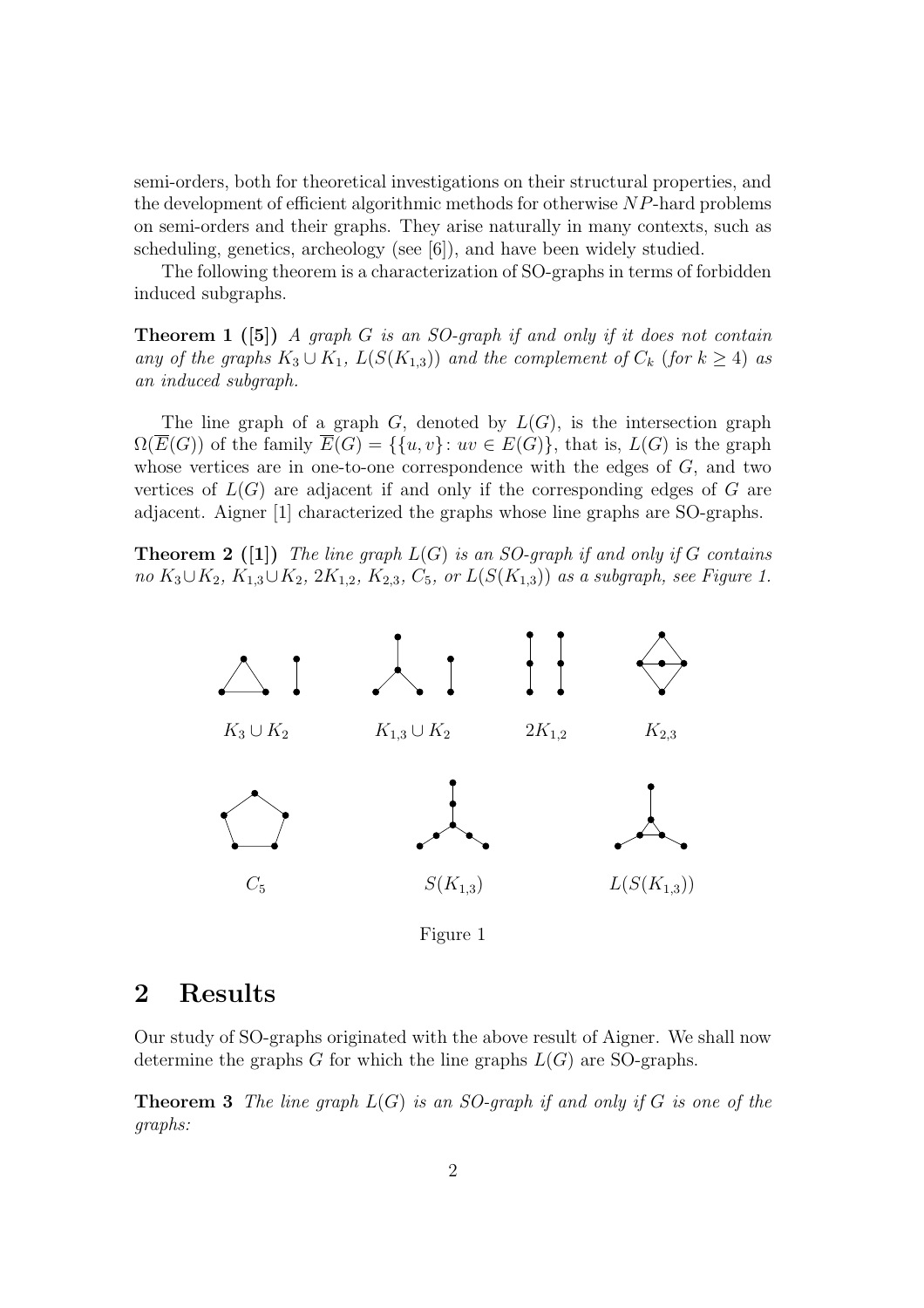semi-orders, both for theoretical investigations on their structural properties, and the development of efficient algorithmic methods for otherwise $NP$-hard problems on semi-orders and their graphs. They arise naturally in many contexts, such as scheduling, genetics, archeology (see [6]), and have been widely studied.

The following theorem is a characterization of SO-graphs in terms of forbidden induced subgraphs.

**Theorem 1 ([5])** *A graph $G$ is an SO-graph if and only if it does not contain any of the graphs $K_3 \cup K_1$, $L(S(K_{1,3}))$ and the complement of $C_k$ (for $k \geq 4$) as an induced subgraph.*

The line graph of a graph $G$, denoted by $L(G)$, is the intersection graph $\Omega(\overline{E}(G))$ of the family $\overline{E}(G) = \{\{u, v\} : uv \in E(G)\}$, that is, $L(G)$ is the graph whose vertices are in one-to-one correspondence with the edges of $G$, and two vertices of $L(G)$ are adjacent if and only if the corresponding edges of $G$ are adjacent. Aigner [1] characterized the graphs whose line graphs are SO-graphs.

**Theorem 2 ([1])** *The line graph $L(G)$ is an SO-graph if and only if $G$ contains no $K_3 \cup K_2$, $K_{1,3} \cup K_2$, $2K_{1,2}$, $K_{2,3}$, $C_5$, or $L(S(K_{1,3}))$ as a subgraph, see Figure 1.*

$K_3 \cup K_2$ $K_{1,3} \cup K_2$ $2K_{1,2}$ $K_{2,3}$

$C_5$ $S(K_{1,3})$ $L(S(K_{1,3}))$

Figure 1

## 2 Results

Our study of SO-graphs originated with the above result of Aigner. We shall now determine the graphs $G$ for which the line graphs $L(G)$ are SO-graphs.

**Theorem 3** *The line graph $L(G)$ is an SO-graph if and only if $G$ is one of the graphs:*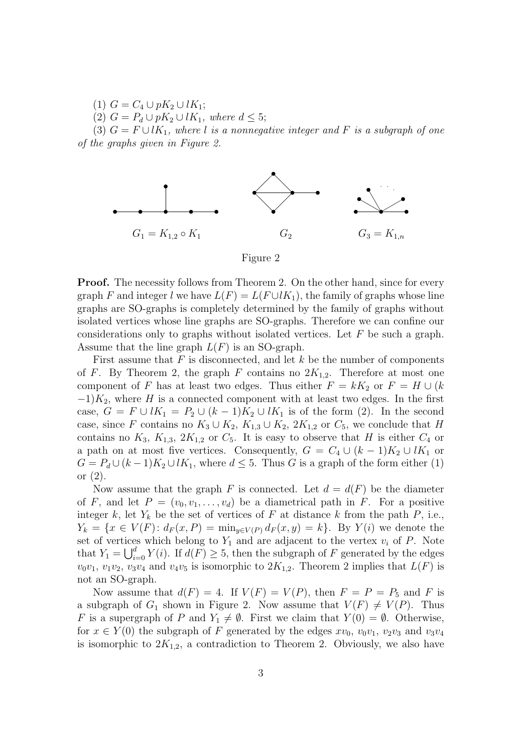(1) $G = C_4 \cup pK_2 \cup lK_1$;

(2) $G = P_d \cup pK_2 \cup lK_1$, *where* $d \leq 5$;

(3) $G = F \cup lK_1$, *where* $l$ *is a nonnegative integer and* $F$ *is a subgraph of one of the graphs given in Figure 2.*

$G_1 = K_{1,2} \circ K_1$ $\qquad$ $G_2$ $\qquad$ $G_3 = K_{1,n}$

Figure 2

**Proof.** The necessity follows from Theorem 2. On the other hand, since for every graph $F$ and integer $l$ we have $L(F) = L(F \cup lK_1)$, the family of graphs whose line graphs are SO-graphs is completely determined by the family of graphs without isolated vertices whose line graphs are SO-graphs. Therefore we can confine our considerations only to graphs without isolated vertices. Let $F$ be such a graph. Assume that the line graph $L(F)$ is an SO-graph.

First assume that $F$ is disconnected, and let $k$ be the number of components of $F$. By Theorem 2, the graph $F$ contains no $2K_{1,2}$. Therefore at most one component of $F$ has at least two edges. Thus either $F = kK_2$ or $F = H \cup (k-1)K_2$, where $H$ is a connected component with at least two edges. In the first case, $G = F \cup lK_1 = P_2 \cup (k-1)K_2 \cup lK_1$ is of the form (2). In the second case, since $F$ contains no $K_3 \cup K_2$, $K_{1,3} \cup K_2$, $2K_{1,2}$ or $C_5$, we conclude that $H$ contains no $K_3$, $K_{1,3}$, $2K_{1,2}$ or $C_5$. It is easy to observe that $H$ is either $C_4$ or a path on at most five vertices. Consequently, $G = C_4 \cup (k-1)K_2 \cup lK_1$ or $G = P_d \cup (k-1)K_2 \cup lK_1$, where $d \leq 5$. Thus $G$ is a graph of the form either (1) or (2).

Now assume that the graph $F$ is connected. Let $d = d(F)$ be the diameter of $F$, and let $P = (v_0, v_1, \ldots, v_d)$ be a diametrical path in $F$. For a positive integer $k$, let $Y_k$ be the set of vertices of $F$ at distance $k$ from the path $P$, i.e., $Y_k = \{x \in V(F) \colon d_F(x, P) = \min_{y \in V(P)} d_F(x, y) = k\}$. By $Y(i)$ we denote the set of vertices which belong to $Y_1$ and are adjacent to the vertex $v_i$ of $P$. Note that $Y_1 = \bigcup_{i=0}^{d} Y(i)$. If $d(F) \geq 5$, then the subgraph of $F$ generated by the edges $v_0v_1$, $v_1v_2$, $v_3v_4$ and $v_4v_5$ is isomorphic to $2K_{1,2}$. Theorem 2 implies that $L(F)$ is not an SO-graph.

Now assume that $d(F) = 4$. If $V(F) = V(P)$, then $F = P = P_5$ and $F$ is a subgraph of $G_1$ shown in Figure 2. Now assume that $V(F) \neq V(P)$. Thus $F$ is a supergraph of $P$ and $Y_1 \neq \emptyset$. First we claim that $Y(0) = \emptyset$. Otherwise, for $x \in Y(0)$ the subgraph of $F$ generated by the edges $xv_0$, $v_0v_1$, $v_2v_3$ and $v_3v_4$ is isomorphic to $2K_{1,2}$, a contradiction to Theorem 2. Obviously, we also have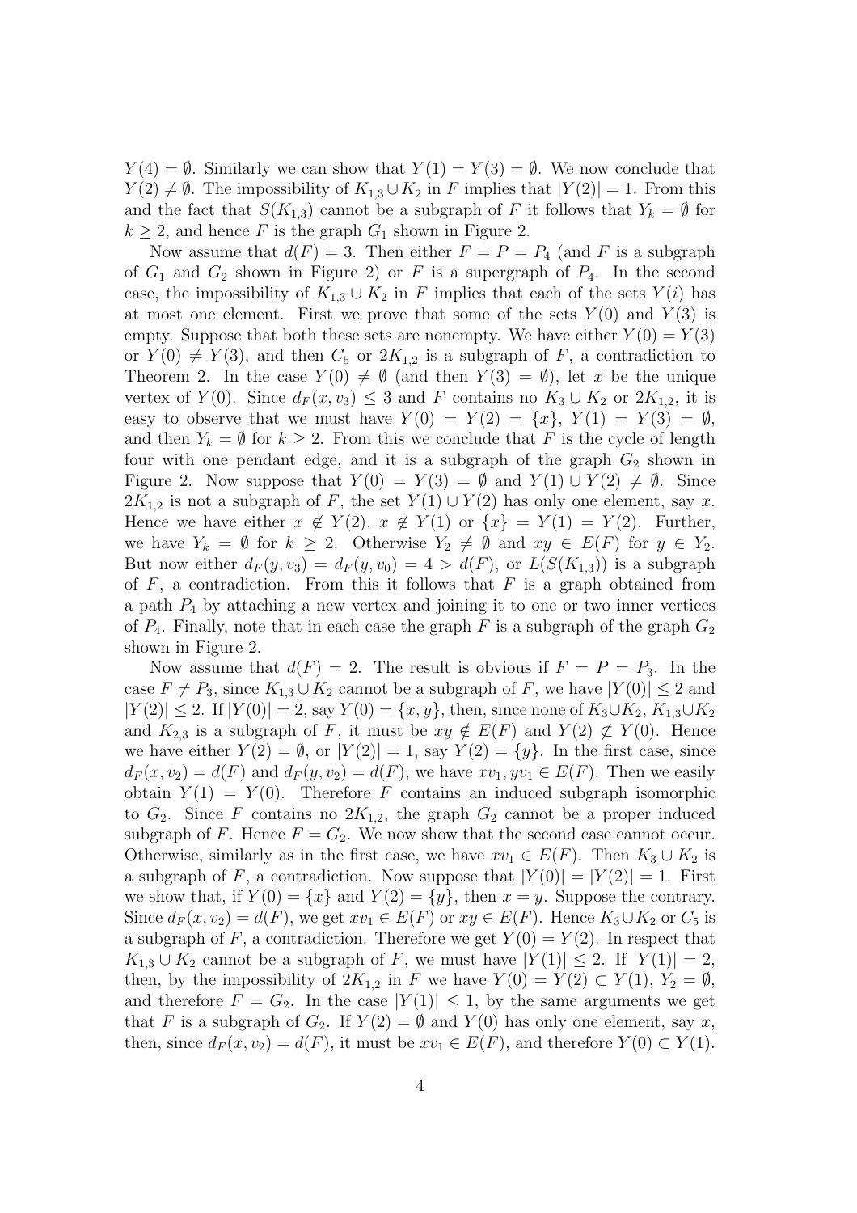$Y(4) = \emptyset$. Similarly we can show that $Y(1) = Y(3) = \emptyset$. We now conclude that $Y(2) \neq \emptyset$. The impossibility of $K_{1,3} \cup K_2$ in $F$ implies that $|Y(2)| = 1$. From this and the fact that $S(K_{1,3})$ cannot be a subgraph of $F$ it follows that $Y_k = \emptyset$ for $k \geq 2$, and hence $F$ is the graph $G_1$ shown in Figure 2.

Now assume that $d(F) = 3$. Then either $F = P = P_4$ (and $F$ is a subgraph of $G_1$ and $G_2$ shown in Figure 2) or $F$ is a supergraph of $P_4$. In the second case, the impossibility of $K_{1,3} \cup K_2$ in $F$ implies that each of the sets $Y(i)$ has at most one element. First we prove that some of the sets $Y(0)$ and $Y(3)$ is empty. Suppose that both these sets are nonempty. We have either $Y(0) = Y(3)$ or $Y(0) \neq Y(3)$, and then $C_5$ or $2K_{1,2}$ is a subgraph of $F$, a contradiction to Theorem 2. In the case $Y(0) \neq \emptyset$ (and then $Y(3) = \emptyset$), let $x$ be the unique vertex of $Y(0)$. Since $d_F(x, v_3) \leq 3$ and $F$ contains no $K_3 \cup K_2$ or $2K_{1,2}$, it is easy to observe that we must have $Y(0) = Y(2) = \{x\}$, $Y(1) = Y(3) = \emptyset$, and then $Y_k = \emptyset$ for $k \geq 2$. From this we conclude that $F$ is the cycle of length four with one pendant edge, and it is a subgraph of the graph $G_2$ shown in Figure 2. Now suppose that $Y(0) = Y(3) = \emptyset$ and $Y(1) \cup Y(2) \neq \emptyset$. Since $2K_{1,2}$ is not a subgraph of $F$, the set $Y(1) \cup Y(2)$ has only one element, say $x$. Hence we have either $x \notin Y(2)$, $x \notin Y(1)$ or $\{x\} = Y(1) = Y(2)$. Further, we have $Y_k = \emptyset$ for $k \geq 2$. Otherwise $Y_2 \neq \emptyset$ and $xy \in E(F)$ for $y \in Y_2$. But now either $d_F(y, v_3) = d_F(y, v_0) = 4 > d(F)$, or $L(S(K_{1,3}))$ is a subgraph of $F$, a contradiction. From this it follows that $F$ is a graph obtained from a path $P_4$ by attaching a new vertex and joining it to one or two inner vertices of $P_4$. Finally, note that in each case the graph $F$ is a subgraph of the graph $G_2$ shown in Figure 2.

Now assume that $d(F) = 2$. The result is obvious if $F = P = P_3$. In the case $F \neq P_3$, since $K_{1,3} \cup K_2$ cannot be a subgraph of $F$, we have $|Y(0)| \leq 2$ and $|Y(2)| \leq 2$. If $|Y(0)| = 2$, say $Y(0) = \{x, y\}$, then, since none of $K_3 \cup K_2$, $K_{1,3} \cup K_2$ and $K_{2,3}$ is a subgraph of $F$, it must be $xy \notin E(F)$ and $Y(2) \not\subset Y(0)$. Hence we have either $Y(2) = \emptyset$, or $|Y(2)| = 1$, say $Y(2) = \{y\}$. In the first case, since $d_F(x, v_2) = d(F)$ and $d_F(y, v_2) = d(F)$, we have $xv_1, yv_1 \in E(F)$. Then we easily obtain $Y(1) = Y(0)$. Therefore $F$ contains an induced subgraph isomorphic to $G_2$. Since $F$ contains no $2K_{1,2}$, the graph $G_2$ cannot be a proper induced subgraph of $F$. Hence $F = G_2$. We now show that the second case cannot occur. Otherwise, similarly as in the first case, we have $xv_1 \in E(F)$. Then $K_3 \cup K_2$ is a subgraph of $F$, a contradiction. Now suppose that $|Y(0)| = |Y(2)| = 1$. First we show that, if $Y(0) = \{x\}$ and $Y(2) = \{y\}$, then $x = y$. Suppose the contrary. Since $d_F(x, v_2) = d(F)$, we get $xv_1 \in E(F)$ or $xy \in E(F)$. Hence $K_3 \cup K_2$ or $C_5$ is a subgraph of $F$, a contradiction. Therefore we get $Y(0) = Y(2)$. In respect that $K_{1,3} \cup K_2$ cannot be a subgraph of $F$, we must have $|Y(1)| \leq 2$. If $|Y(1)| = 2$, then, by the impossibility of $2K_{1,2}$ in $F$ we have $Y(0) = Y(2) \subset Y(1)$, $Y_2 = \emptyset$, and therefore $F = G_2$. In the case $|Y(1)| \leq 1$, by the same arguments we get that $F$ is a subgraph of $G_2$. If $Y(2) = \emptyset$ and $Y(0)$ has only one element, say $x$, then, since $d_F(x, v_2) = d(F)$, it must be $xv_1 \in E(F)$, and therefore $Y(0) \subset Y(1)$.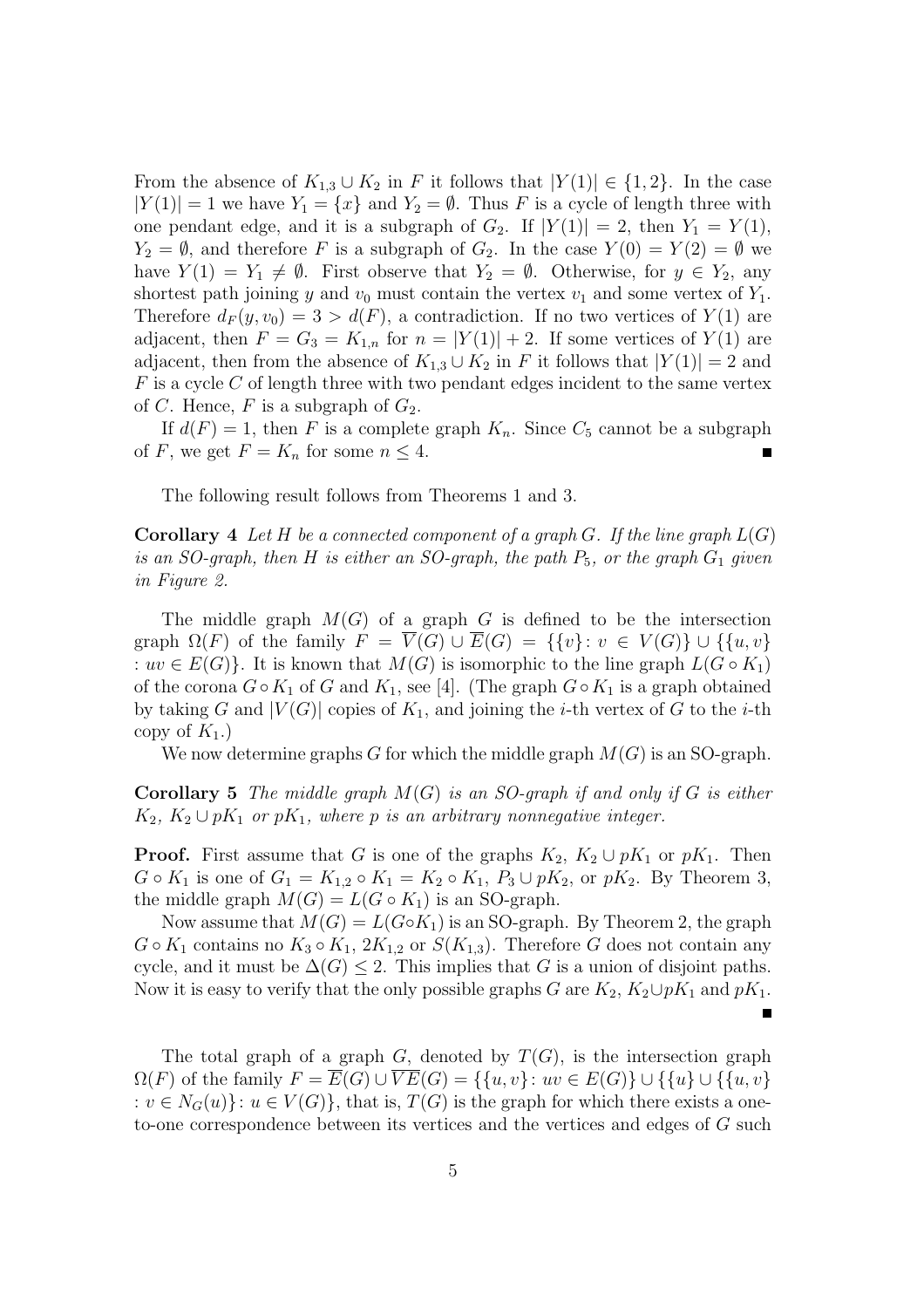From the absence of $K_{1,3} \cup K_2$ in $F$ it follows that $|Y(1)| \in \{1, 2\}$. In the case $|Y(1)| = 1$ we have $Y_1 = \{x\}$ and $Y_2 = \emptyset$. Thus $F$ is a cycle of length three with one pendant edge, and it is a subgraph of $G_2$. If $|Y(1)| = 2$, then $Y_1 = Y(1)$, $Y_2 = \emptyset$, and therefore $F$ is a subgraph of $G_2$. In the case $Y(0) = Y(2) = \emptyset$ we have $Y(1) = Y_1 \neq \emptyset$. First observe that $Y_2 = \emptyset$. Otherwise, for $y \in Y_2$, any shortest path joining $y$ and $v_0$ must contain the vertex $v_1$ and some vertex of $Y_1$. Therefore $d_F(y, v_0) = 3 > d(F)$, a contradiction. If no two vertices of $Y(1)$ are adjacent, then $F = G_3 = K_{1,n}$ for $n = |Y(1)| + 2$. If some vertices of $Y(1)$ are adjacent, then from the absence of $K_{1,3} \cup K_2$ in $F$ it follows that $|Y(1)| = 2$ and $F$ is a cycle $C$ of length three with two pendant edges incident to the same vertex of $C$. Hence, $F$ is a subgraph of $G_2$.

If $d(F) = 1$, then $F$ is a complete graph $K_n$. Since $C_5$ cannot be a subgraph of $F$, we get $F = K_n$ for some $n \leq 4$. ∎

The following result follows from Theorems 1 and 3.

**Corollary 4** *Let $H$ be a connected component of a graph $G$. If the line graph $L(G)$ is an SO-graph, then $H$ is either an SO-graph, the path $P_5$, or the graph $G_1$ given in Figure 2.*

The middle graph $M(G)$ of a graph $G$ is defined to be the intersection graph $\Omega(F)$ of the family $F = \overline{V}(G) \cup \overline{E}(G) = \{\{v\} : v \in V(G)\} \cup \{\{u, v\} : uv \in E(G)\}$. It is known that $M(G)$ is isomorphic to the line graph $L(G \circ K_1)$ of the corona $G \circ K_1$ of $G$ and $K_1$, see [4]. (The graph $G \circ K_1$ is a graph obtained by taking $G$ and $|V(G)|$ copies of $K_1$, and joining the $i$-th vertex of $G$ to the $i$-th copy of $K_1$.)

We now determine graphs $G$ for which the middle graph $M(G)$ is an SO-graph.

**Corollary 5** *The middle graph $M(G)$ is an SO-graph if and only if $G$ is either $K_2$, $K_2 \cup pK_1$ or $pK_1$, where $p$ is an arbitrary nonnegative integer.*

**Proof.** First assume that $G$ is one of the graphs $K_2$, $K_2 \cup pK_1$ or $pK_1$. Then $G \circ K_1$ is one of $G_1 = K_{1,2} \circ K_1 = K_2 \circ K_1$, $P_3 \cup pK_2$, or $pK_2$. By Theorem 3, the middle graph $M(G) = L(G \circ K_1)$ is an SO-graph.

Now assume that $M(G) = L(G \circ K_1)$ is an SO-graph. By Theorem 2, the graph $G \circ K_1$ contains no $K_3 \circ K_1$, $2K_{1,2}$ or $S(K_{1,3})$. Therefore $G$ does not contain any cycle, and it must be $\Delta(G) \leq 2$. This implies that $G$ is a union of disjoint paths. Now it is easy to verify that the only possible graphs $G$ are $K_2$, $K_2 \cup pK_1$ and $pK_1$. ∎

The total graph of a graph $G$, denoted by $T(G)$, is the intersection graph $\Omega(F)$ of the family $F = \overline{E}(G) \cup \overline{VE}(G) = \{\{u, v\} : uv \in E(G)\} \cup \{\{u\} \cup \{\{u, v\} : v \in N_G(u)\} : u \in V(G)\}$, that is, $T(G)$ is the graph for which there exists a one-to-one correspondence between its vertices and the vertices and edges of $G$ such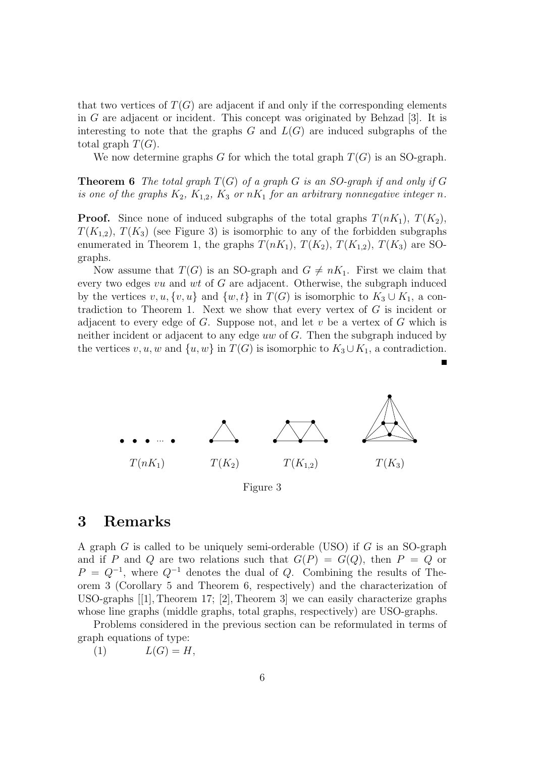that two vertices of $T(G)$ are adjacent if and only if the corresponding elements in $G$ are adjacent or incident. This concept was originated by Behzad [3]. It is interesting to note that the graphs $G$ and $L(G)$ are induced subgraphs of the total graph $T(G)$.

We now determine graphs $G$ for which the total graph $T(G)$ is an SO-graph.

**Theorem 6** *The total graph $T(G)$ of a graph $G$ is an SO-graph if and only if $G$ is one of the graphs $K_2$, $K_{1,2}$, $K_3$ or $nK_1$ for an arbitrary nonnegative integer $n$.*

**Proof.** Since none of induced subgraphs of the total graphs $T(nK_1)$, $T(K_2)$, $T(K_{1,2})$, $T(K_3)$ (see Figure 3) is isomorphic to any of the forbidden subgraphs enumerated in Theorem 1, the graphs $T(nK_1)$, $T(K_2)$, $T(K_{1,2})$, $T(K_3)$ are SO-graphs.

Now assume that $T(G)$ is an SO-graph and $G \neq nK_1$. First we claim that every two edges $vu$ and $wt$ of $G$ are adjacent. Otherwise, the subgraph induced by the vertices $v, u, \{v, u\}$ and $\{w, t\}$ in $T(G)$ is isomorphic to $K_3 \cup K_1$, a contradiction to Theorem 1. Next we show that every vertex of $G$ is incident or adjacent to every edge of $G$. Suppose not, and let $v$ be a vertex of $G$ which is neither incident or adjacent to any edge $uw$ of $G$. Then the subgraph induced by the vertices $v, u, w$ and $\{u, w\}$ in $T(G)$ is isomorphic to $K_3 \cup K_1$, a contradiction. ∎

$T(nK_1)$ $T(K_2)$ $T(K_{1,2})$ $T(K_3)$

Figure 3

## 3 Remarks

A graph $G$ is called to be uniquely semi-orderable (USO) if $G$ is an SO-graph and if $P$ and $Q$ are two relations such that $G(P) = G(Q)$, then $P = Q$ or $P = Q^{-1}$, where $Q^{-1}$ denotes the dual of $Q$. Combining the results of Theorem 3 (Corollary 5 and Theorem 6, respectively) and the characterization of USO-graphs [[1], Theorem 17; [2], Theorem 3] we can easily characterize graphs whose line graphs (middle graphs, total graphs, respectively) are USO-graphs.

Problems considered in the previous section can be reformulated in terms of graph equations of type:

(1) $L(G) = H$,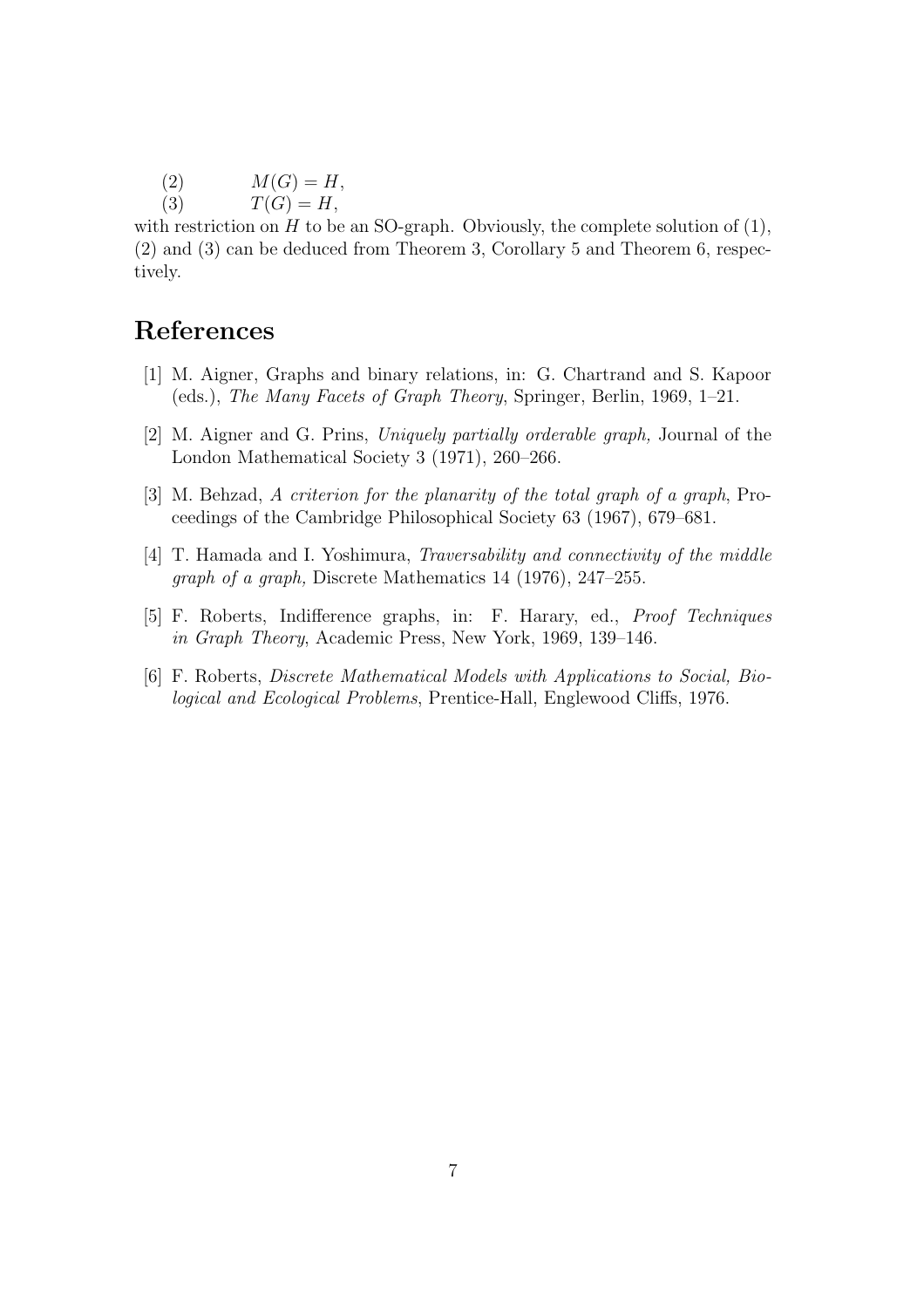(2) $\qquad M(G) = H$,

(3) $\qquad T(G) = H$,

with restriction on $H$ to be an SO-graph. Obviously, the complete solution of (1), (2) and (3) can be deduced from Theorem 3, Corollary 5 and Theorem 6, respectively.

## References

[1] M. Aigner, Graphs and binary relations, in: G. Chartrand and S. Kapoor (eds.), *The Many Facets of Graph Theory*, Springer, Berlin, 1969, 1–21.

[2] M. Aigner and G. Prins, *Uniquely partially orderable graph,* Journal of the London Mathematical Society 3 (1971), 260–266.

[3] M. Behzad, *A criterion for the planarity of the total graph of a graph*, Proceedings of the Cambridge Philosophical Society 63 (1967), 679–681.

[4] T. Hamada and I. Yoshimura, *Traversability and connectivity of the middle graph of a graph,* Discrete Mathematics 14 (1976), 247–255.

[5] F. Roberts, Indifference graphs, in: F. Harary, ed., *Proof Techniques in Graph Theory*, Academic Press, New York, 1969, 139–146.

[6] F. Roberts, *Discrete Mathematical Models with Applications to Social, Biological and Ecological Problems*, Prentice-Hall, Englewood Cliffs, 1976.